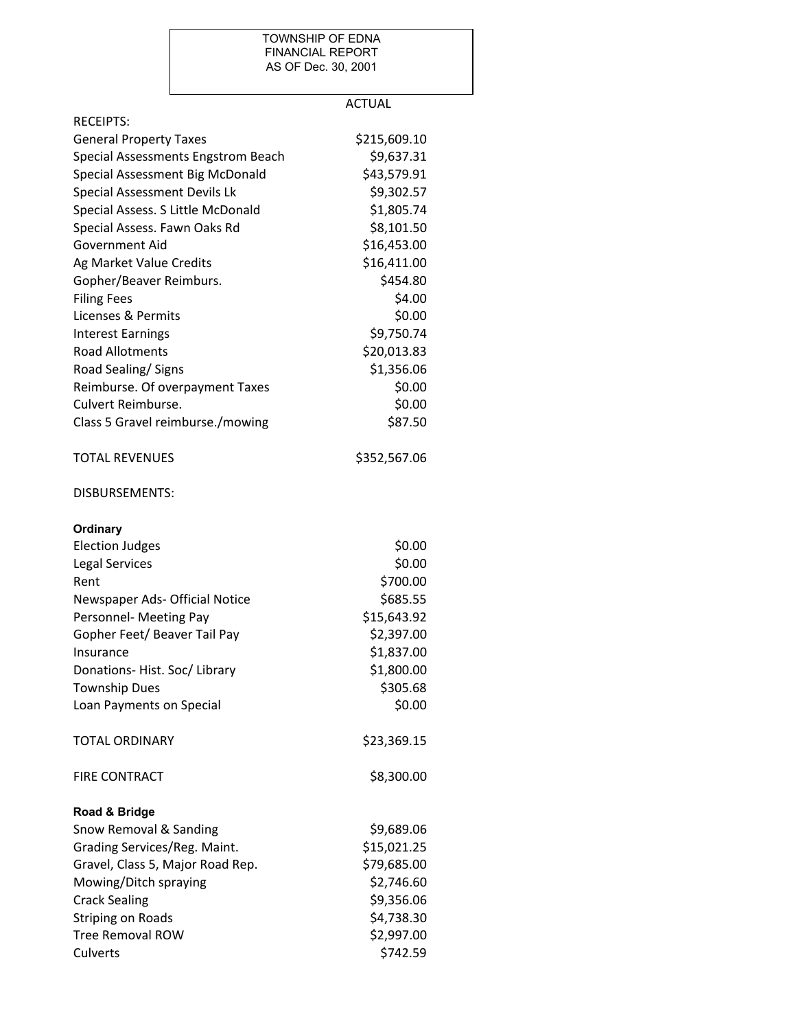TOWNSHIP OF EDNA
FINANCIAL REPORT
AS OF Dec. 30, 2001

| | ACTUAL |
|---|---|
| RECEIPTS: | |
| General Property Taxes | $215,609.10 |
| Special Assessments Engstrom Beach | $9,637.31 |
| Special Assessment Big McDonald | $43,579.91 |
| Special Assessment Devils Lk | $9,302.57 |
| Special Assess. S Little McDonald | $1,805.74 |
| Special Assess. Fawn Oaks Rd | $8,101.50 |
| Government Aid | $16,453.00 |
| Ag Market Value Credits | $16,411.00 |
| Gopher/Beaver Reimburs. | $454.80 |
| Filing Fees | $4.00 |
| Licenses & Permits | $0.00 |
| Interest Earnings | $9,750.74 |
| Road Allotments | $20,013.83 |
| Road Sealing/ Signs | $1,356.06 |
| Reimburse. Of overpayment Taxes | $0.00 |
| Culvert Reimburse. | $0.00 |
| Class 5 Gravel reimburse./mowing | $87.50 |
| | |
| TOTAL REVENUES | $352,567.06 |
| | |
| DISBURSEMENTS: | |
| | |
| **Ordinary** | |
| Election Judges | $0.00 |
| Legal Services | $0.00 |
| Rent | $700.00 |
| Newspaper Ads- Official Notice | $685.55 |
| Personnel- Meeting Pay | $15,643.92 |
| Gopher Feet/ Beaver Tail Pay | $2,397.00 |
| Insurance | $1,837.00 |
| Donations- Hist. Soc/ Library | $1,800.00 |
| Township Dues | $305.68 |
| Loan Payments on Special | $0.00 |
| | |
| TOTAL ORDINARY | $23,369.15 |
| | |
| FIRE CONTRACT | $8,300.00 |
| | |
| **Road & Bridge** | |
| Snow Removal & Sanding | $9,689.06 |
| Grading Services/Reg. Maint. | $15,021.25 |
| Gravel, Class 5, Major Road Rep. | $79,685.00 |
| Mowing/Ditch spraying | $2,746.60 |
| Crack Sealing | $9,356.06 |
| Striping on Roads | $4,738.30 |
| Tree Removal ROW | $2,997.00 |
| Culverts | $742.59 |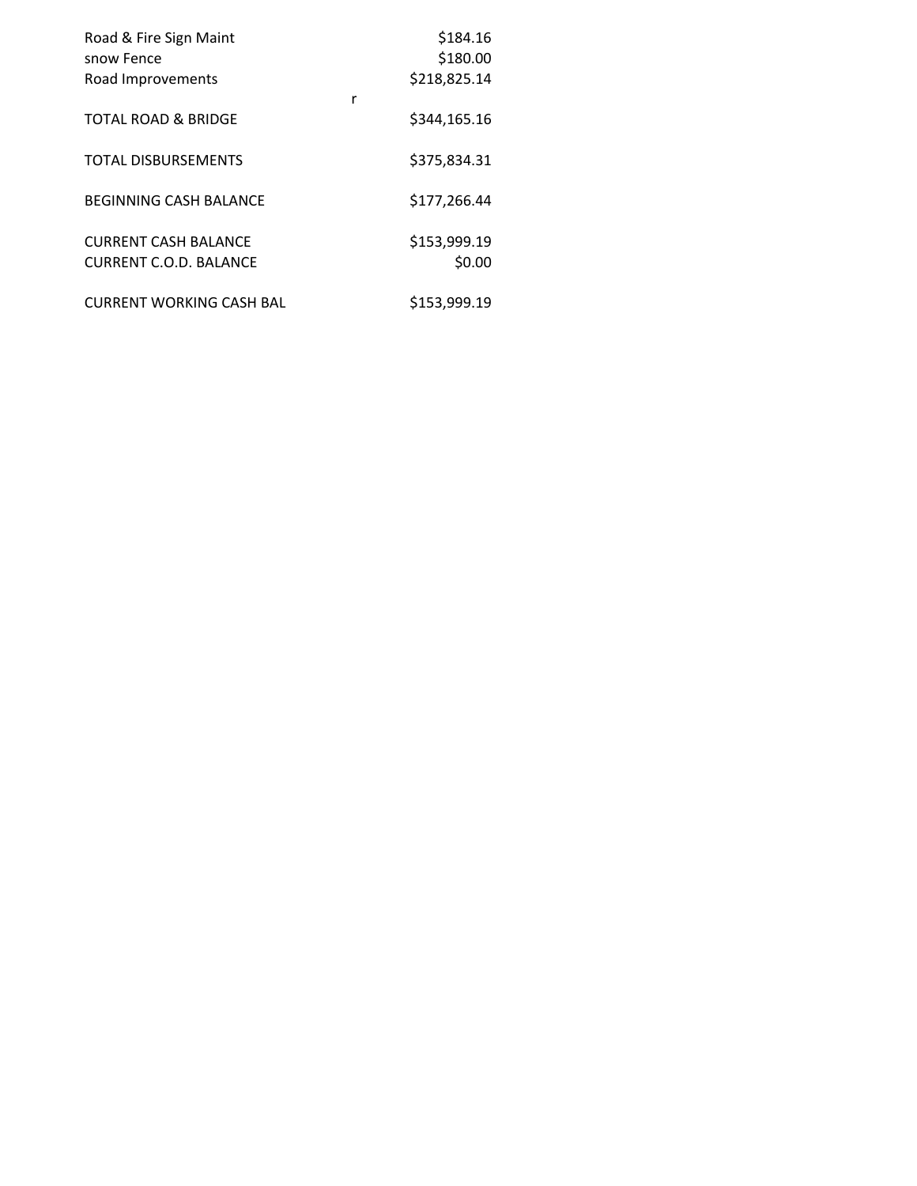| | |
|---|---|
| Road & Fire Sign Maint | $184.16 |
| snow Fence | $180.00 |
| Road Improvements | $218,825.14 |
| r | |
| TOTAL ROAD & BRIDGE | $344,165.16 |
| | |
| TOTAL DISBURSEMENTS | $375,834.31 |
| | |
| BEGINNING CASH BALANCE | $177,266.44 |
| | |
| CURRENT CASH BALANCE | $153,999.19 |
| CURRENT C.O.D. BALANCE | $0.00 |
| | |
| CURRENT WORKING CASH BAL | $153,999.19 |